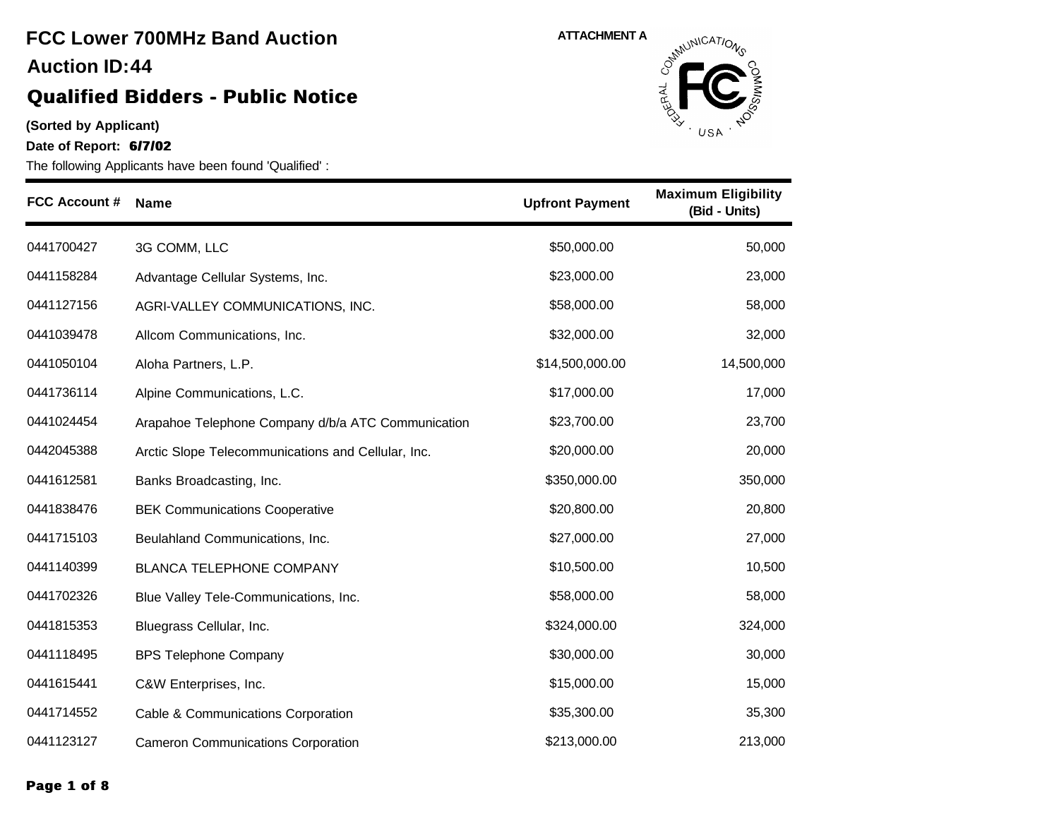# FCC Lower 700MHz Band Auction

## Auction ID:44

ATTACHMENT A

## Qualified Bidders - Public Notice

**(Sorted by Applicant)**

**Date of Report: 6/7/02**

The following Applicants have been found 'Qualified' :

| FCC Account # | Name | Upfront Payment | Maximum Eligibility (Bid - Units) |
|---|---|---|---|
| 0441700427 | 3G COMM, LLC | $50,000.00 | 50,000 |
| 0441158284 | Advantage Cellular Systems, Inc. | $23,000.00 | 23,000 |
| 0441127156 | AGRI-VALLEY COMMUNICATIONS, INC. | $58,000.00 | 58,000 |
| 0441039478 | Allcom Communications, Inc. | $32,000.00 | 32,000 |
| 0441050104 | Aloha Partners, L.P. | $14,500,000.00 | 14,500,000 |
| 0441736114 | Alpine Communications, L.C. | $17,000.00 | 17,000 |
| 0441024454 | Arapahoe Telephone Company d/b/a ATC Communication | $23,700.00 | 23,700 |
| 0442045388 | Arctic Slope Telecommunications and Cellular, Inc. | $20,000.00 | 20,000 |
| 0441612581 | Banks Broadcasting, Inc. | $350,000.00 | 350,000 |
| 0441838476 | BEK Communications Cooperative | $20,800.00 | 20,800 |
| 0441715103 | Beulahland Communications, Inc. | $27,000.00 | 27,000 |
| 0441140399 | BLANCA TELEPHONE COMPANY | $10,500.00 | 10,500 |
| 0441702326 | Blue Valley Tele-Communications, Inc. | $58,000.00 | 58,000 |
| 0441815353 | Bluegrass Cellular, Inc. | $324,000.00 | 324,000 |
| 0441118495 | BPS Telephone Company | $30,000.00 | 30,000 |
| 0441615441 | C&W Enterprises, Inc. | $15,000.00 | 15,000 |
| 0441714552 | Cable & Communications Corporation | $35,300.00 | 35,300 |
| 0441123127 | Cameron Communications Corporation | $213,000.00 | 213,000 |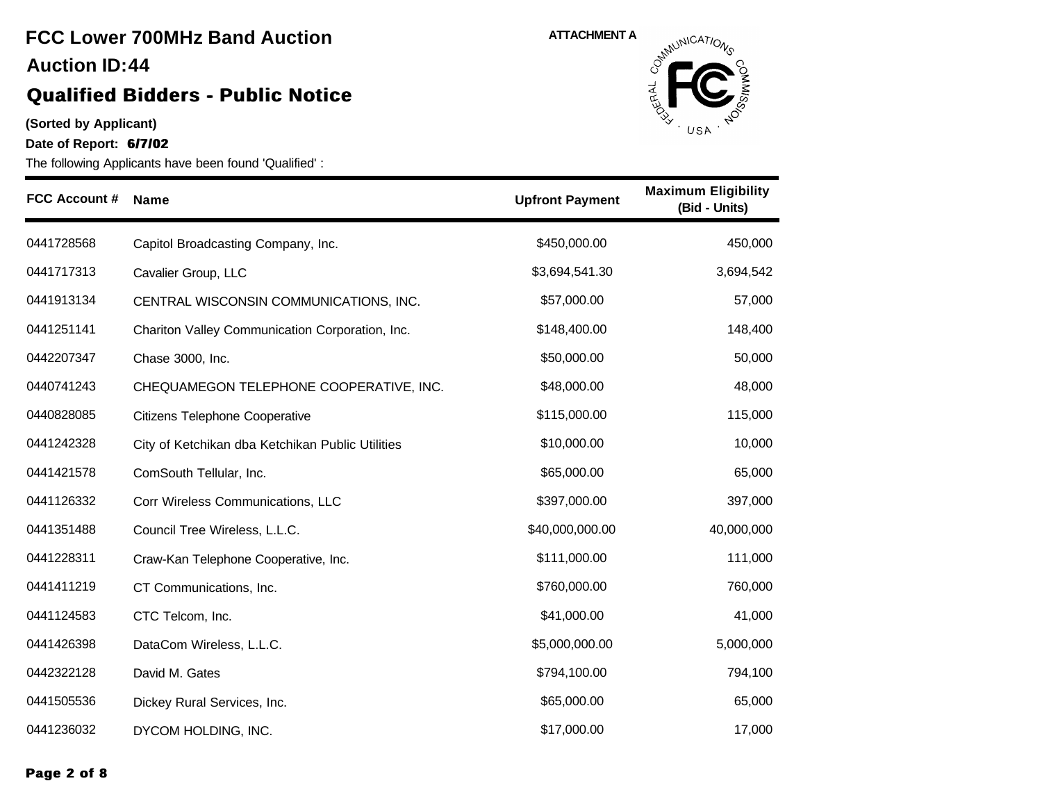# FCC Lower 700MHz Band Auction

## Auction ID:44

## Qualified Bidders - Public Notice

ATTACHMENT A

**(Sorted by Applicant)**

**Date of Report: 6/7/02**

The following Applicants have been found 'Qualified' :

| FCC Account # | Name | Upfront Payment | Maximum Eligibility (Bid - Units) |
|---|---|---|---|
| 0441728568 | Capitol Broadcasting Company, Inc. | $450,000.00 | 450,000 |
| 0441717313 | Cavalier Group, LLC | $3,694,541.30 | 3,694,542 |
| 0441913134 | CENTRAL WISCONSIN COMMUNICATIONS, INC. | $57,000.00 | 57,000 |
| 0441251141 | Chariton Valley Communication Corporation, Inc. | $148,400.00 | 148,400 |
| 0442207347 | Chase 3000, Inc. | $50,000.00 | 50,000 |
| 0440741243 | CHEQUAMEGON TELEPHONE COOPERATIVE, INC. | $48,000.00 | 48,000 |
| 0440828085 | Citizens Telephone Cooperative | $115,000.00 | 115,000 |
| 0441242328 | City of Ketchikan dba Ketchikan Public Utilities | $10,000.00 | 10,000 |
| 0441421578 | ComSouth Tellular, Inc. | $65,000.00 | 65,000 |
| 0441126332 | Corr Wireless Communications, LLC | $397,000.00 | 397,000 |
| 0441351488 | Council Tree Wireless, L.L.C. | $40,000,000.00 | 40,000,000 |
| 0441228311 | Craw-Kan Telephone Cooperative, Inc. | $111,000.00 | 111,000 |
| 0441411219 | CT Communications, Inc. | $760,000.00 | 760,000 |
| 0441124583 | CTC Telcom, Inc. | $41,000.00 | 41,000 |
| 0441426398 | DataCom Wireless, L.L.C. | $5,000,000.00 | 5,000,000 |
| 0442322128 | David M. Gates | $794,100.00 | 794,100 |
| 0441505536 | Dickey Rural Services, Inc. | $65,000.00 | 65,000 |
| 0441236032 | DYCOM HOLDING, INC. | $17,000.00 | 17,000 |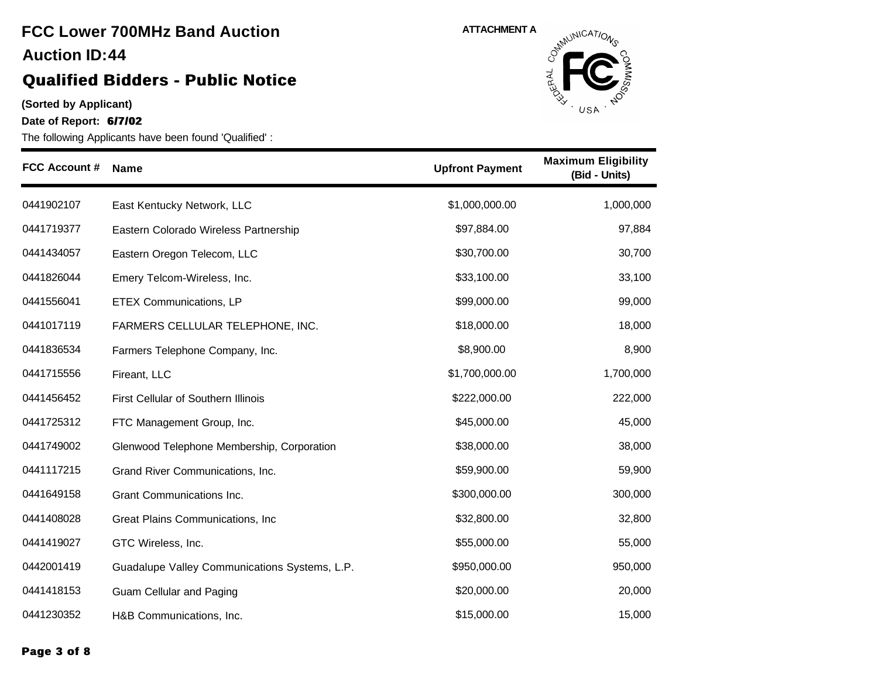# FCC Lower 700MHz Band Auction

## Auction ID:44

## Qualified Bidders - Public Notice

ATTACHMENT A

**(Sorted by Applicant)**

**Date of Report: 6/7/02**

The following Applicants have been found 'Qualified' :

| FCC Account # | Name | Upfront Payment | Maximum Eligibility (Bid - Units) |
|---|---|---|---|
| 0441902107 | East Kentucky Network, LLC | $1,000,000.00 | 1,000,000 |
| 0441719377 | Eastern Colorado Wireless Partnership | $97,884.00 | 97,884 |
| 0441434057 | Eastern Oregon Telecom, LLC | $30,700.00 | 30,700 |
| 0441826044 | Emery Telcom-Wireless, Inc. | $33,100.00 | 33,100 |
| 0441556041 | ETEX Communications, LP | $99,000.00 | 99,000 |
| 0441017119 | FARMERS CELLULAR TELEPHONE, INC. | $18,000.00 | 18,000 |
| 0441836534 | Farmers Telephone Company, Inc. | $8,900.00 | 8,900 |
| 0441715556 | Fireant, LLC | $1,700,000.00 | 1,700,000 |
| 0441456452 | First Cellular of Southern Illinois | $222,000.00 | 222,000 |
| 0441725312 | FTC Management Group, Inc. | $45,000.00 | 45,000 |
| 0441749002 | Glenwood Telephone Membership, Corporation | $38,000.00 | 38,000 |
| 0441117215 | Grand River Communications, Inc. | $59,900.00 | 59,900 |
| 0441649158 | Grant Communications Inc. | $300,000.00 | 300,000 |
| 0441408028 | Great Plains Communications, Inc | $32,800.00 | 32,800 |
| 0441419027 | GTC Wireless, Inc. | $55,000.00 | 55,000 |
| 0442001419 | Guadalupe Valley Communications Systems, L.P. | $950,000.00 | 950,000 |
| 0441418153 | Guam Cellular and Paging | $20,000.00 | 20,000 |
| 0441230352 | H&B Communications, Inc. | $15,000.00 | 15,000 |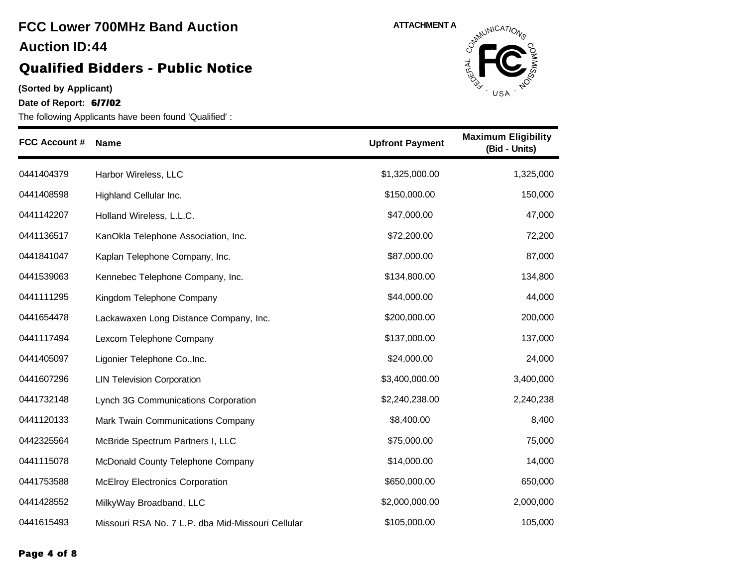# FCC Lower 700MHz Band Auction

## Auction ID:44

## Qualified Bidders - Public Notice

ATTACHMENT A

**(Sorted by Applicant)**

**Date of Report: 6/7/02**

The following Applicants have been found 'Qualified' :

| FCC Account # | Name | Upfront Payment | Maximum Eligibility (Bid - Units) |
|---|---|---|---|
| 0441404379 | Harbor Wireless, LLC | $1,325,000.00 | 1,325,000 |
| 0441408598 | Highland Cellular Inc. | $150,000.00 | 150,000 |
| 0441142207 | Holland Wireless, L.L.C. | $47,000.00 | 47,000 |
| 0441136517 | KanOkla Telephone Association, Inc. | $72,200.00 | 72,200 |
| 0441841047 | Kaplan Telephone Company, Inc. | $87,000.00 | 87,000 |
| 0441539063 | Kennebec Telephone Company, Inc. | $134,800.00 | 134,800 |
| 0441111295 | Kingdom Telephone Company | $44,000.00 | 44,000 |
| 0441654478 | Lackawaxen Long Distance Company, Inc. | $200,000.00 | 200,000 |
| 0441117494 | Lexcom Telephone Company | $137,000.00 | 137,000 |
| 0441405097 | Ligonier Telephone Co.,Inc. | $24,000.00 | 24,000 |
| 0441607296 | LIN Television Corporation | $3,400,000.00 | 3,400,000 |
| 0441732148 | Lynch 3G Communications Corporation | $2,240,238.00 | 2,240,238 |
| 0441120133 | Mark Twain Communications Company | $8,400.00 | 8,400 |
| 0442325564 | McBride Spectrum Partners I, LLC | $75,000.00 | 75,000 |
| 0441115078 | McDonald County Telephone Company | $14,000.00 | 14,000 |
| 0441753588 | McElroy Electronics Corporation | $650,000.00 | 650,000 |
| 0441428552 | MilkyWay Broadband, LLC | $2,000,000.00 | 2,000,000 |
| 0441615493 | Missouri RSA No. 7 L.P. dba Mid-Missouri Cellular | $105,000.00 | 105,000 |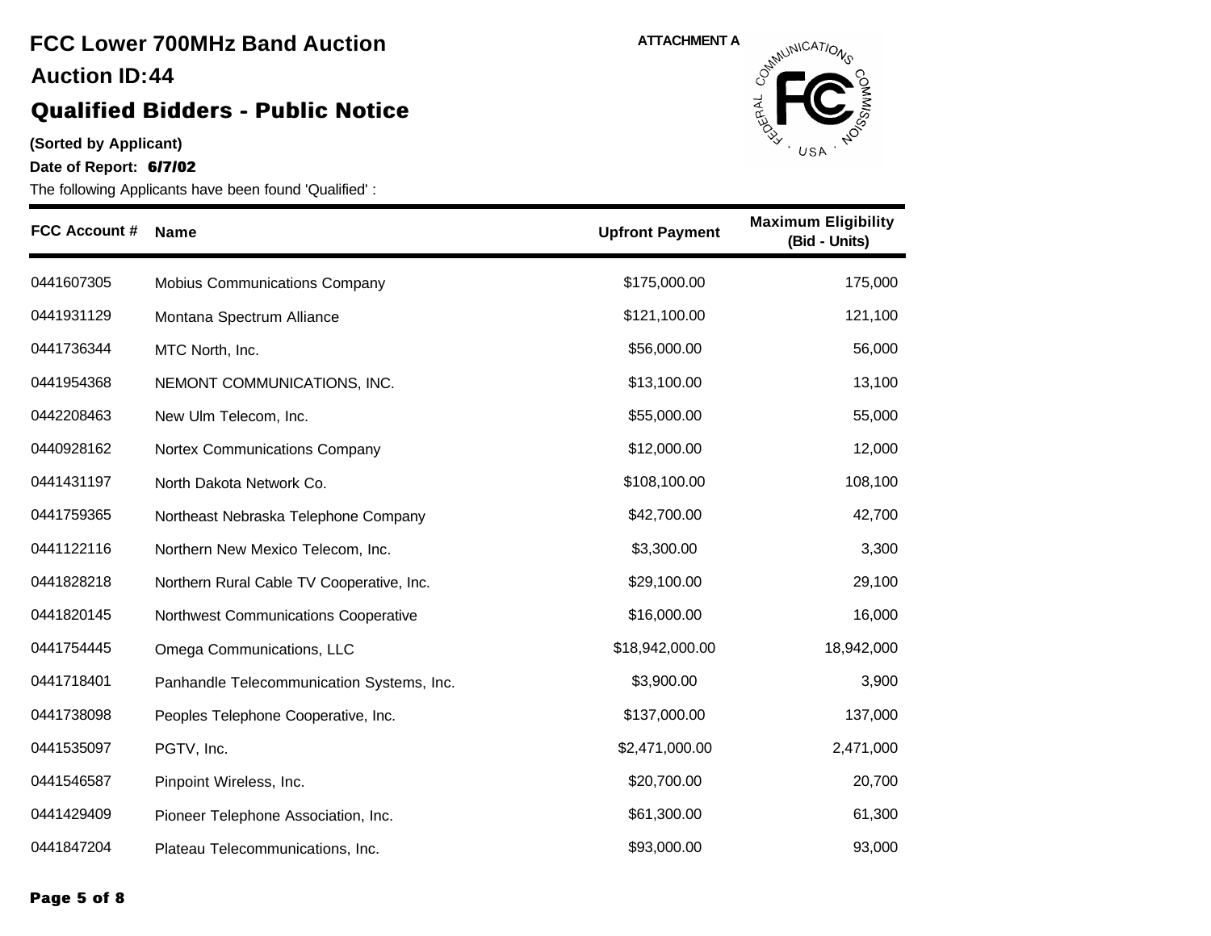# FCC Lower 700MHz Band Auction

## Auction ID:44

## Qualified Bidders - Public Notice

ATTACHMENT A

**(Sorted by Applicant)**

**Date of Report: 6/7/02**

The following Applicants have been found 'Qualified' :

| FCC Account # | Name | Upfront Payment | Maximum Eligibility (Bid - Units) |
|---|---|---|---|
| 0441607305 | Mobius Communications Company | $175,000.00 | 175,000 |
| 0441931129 | Montana Spectrum Alliance | $121,100.00 | 121,100 |
| 0441736344 | MTC North, Inc. | $56,000.00 | 56,000 |
| 0441954368 | NEMONT COMMUNICATIONS, INC. | $13,100.00 | 13,100 |
| 0442208463 | New Ulm Telecom, Inc. | $55,000.00 | 55,000 |
| 0440928162 | Nortex Communications Company | $12,000.00 | 12,000 |
| 0441431197 | North Dakota Network Co. | $108,100.00 | 108,100 |
| 0441759365 | Northeast Nebraska Telephone Company | $42,700.00 | 42,700 |
| 0441122116 | Northern New Mexico Telecom, Inc. | $3,300.00 | 3,300 |
| 0441828218 | Northern Rural Cable TV Cooperative, Inc. | $29,100.00 | 29,100 |
| 0441820145 | Northwest Communications Cooperative | $16,000.00 | 16,000 |
| 0441754445 | Omega Communications, LLC | $18,942,000.00 | 18,942,000 |
| 0441718401 | Panhandle Telecommunication Systems, Inc. | $3,900.00 | 3,900 |
| 0441738098 | Peoples Telephone Cooperative, Inc. | $137,000.00 | 137,000 |
| 0441535097 | PGTV, Inc. | $2,471,000.00 | 2,471,000 |
| 0441546587 | Pinpoint Wireless, Inc. | $20,700.00 | 20,700 |
| 0441429409 | Pioneer Telephone Association, Inc. | $61,300.00 | 61,300 |
| 0441847204 | Plateau Telecommunications, Inc. | $93,000.00 | 93,000 |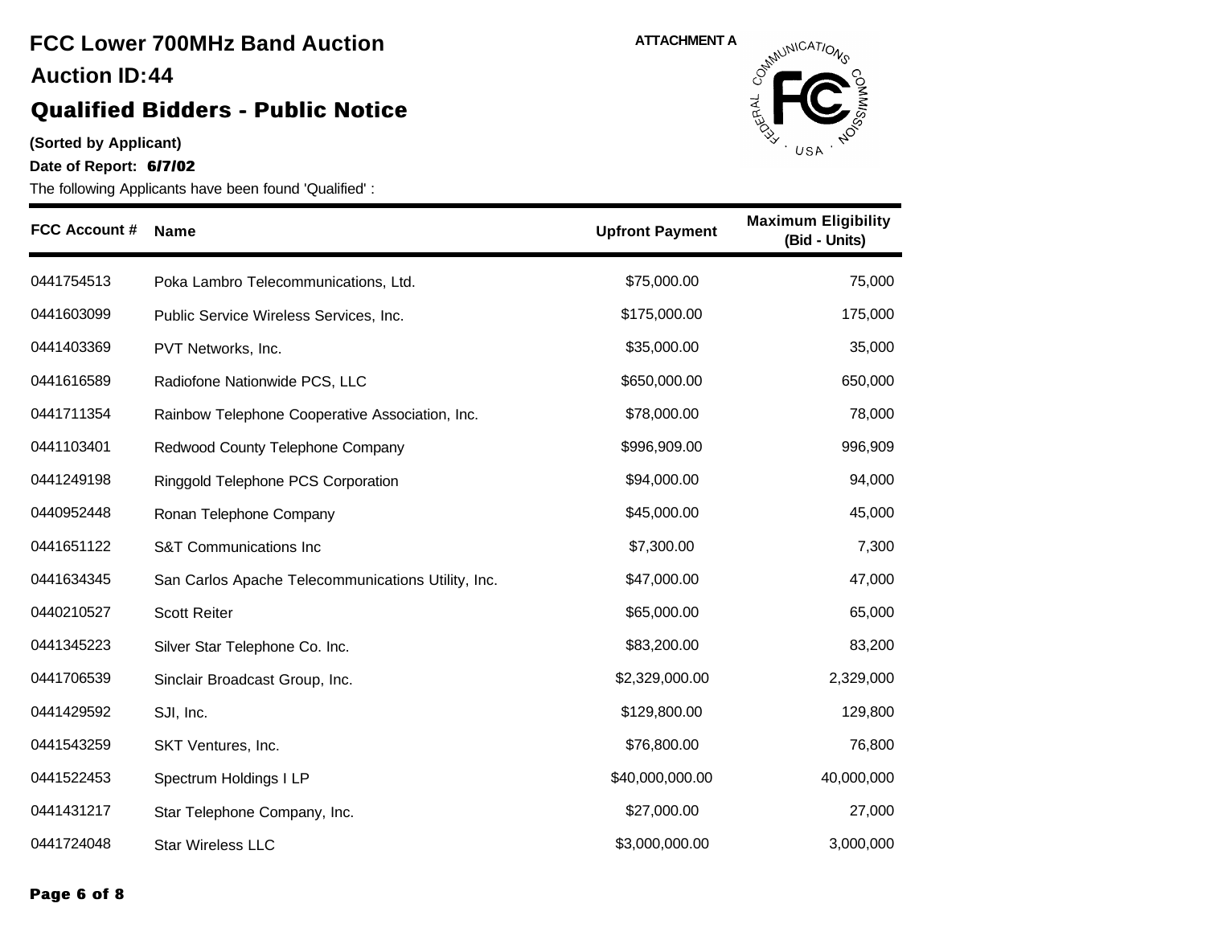# FCC Lower 700MHz Band Auction

ATTACHMENT A

## Auction ID:44

## Qualified Bidders - Public Notice

**(Sorted by Applicant)**

**Date of Report: 6/7/02**

The following Applicants have been found 'Qualified' :

| FCC Account # | Name | Upfront Payment | Maximum Eligibility (Bid - Units) |
|---|---|---|---|
| 0441754513 | Poka Lambro Telecommunications, Ltd. | $75,000.00 | 75,000 |
| 0441603099 | Public Service Wireless Services, Inc. | $175,000.00 | 175,000 |
| 0441403369 | PVT Networks, Inc. | $35,000.00 | 35,000 |
| 0441616589 | Radiofone Nationwide PCS, LLC | $650,000.00 | 650,000 |
| 0441711354 | Rainbow Telephone Cooperative Association, Inc. | $78,000.00 | 78,000 |
| 0441103401 | Redwood County Telephone Company | $996,909.00 | 996,909 |
| 0441249198 | Ringgold Telephone PCS Corporation | $94,000.00 | 94,000 |
| 0440952448 | Ronan Telephone Company | $45,000.00 | 45,000 |
| 0441651122 | S&T Communications Inc | $7,300.00 | 7,300 |
| 0441634345 | San Carlos Apache Telecommunications Utility, Inc. | $47,000.00 | 47,000 |
| 0440210527 | Scott Reiter | $65,000.00 | 65,000 |
| 0441345223 | Silver Star Telephone Co. Inc. | $83,200.00 | 83,200 |
| 0441706539 | Sinclair Broadcast Group, Inc. | $2,329,000.00 | 2,329,000 |
| 0441429592 | SJI, Inc. | $129,800.00 | 129,800 |
| 0441543259 | SKT Ventures, Inc. | $76,800.00 | 76,800 |
| 0441522453 | Spectrum Holdings I LP | $40,000,000.00 | 40,000,000 |
| 0441431217 | Star Telephone Company, Inc. | $27,000.00 | 27,000 |
| 0441724048 | Star Wireless LLC | $3,000,000.00 | 3,000,000 |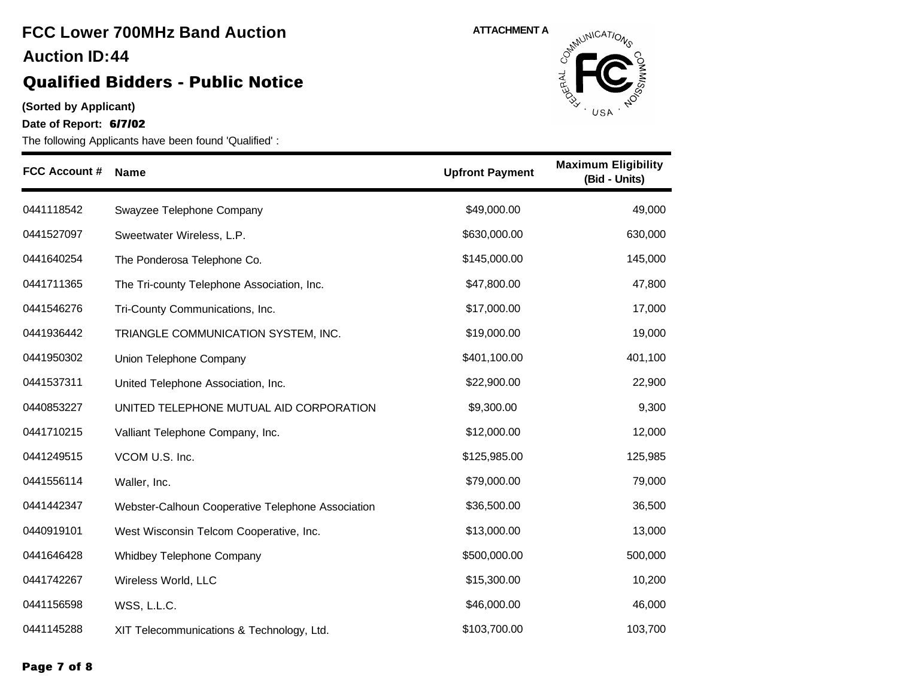# FCC Lower 700MHz Band Auction

## Auction ID:44

## Qualified Bidders - Public Notice

ATTACHMENT A

**(Sorted by Applicant)**

**Date of Report: 6/7/02**

The following Applicants have been found 'Qualified' :

| FCC Account # | Name | Upfront Payment | Maximum Eligibility (Bid - Units) |
|---|---|---|---|
| 0441118542 | Swayzee Telephone Company | $49,000.00 | 49,000 |
| 0441527097 | Sweetwater Wireless, L.P. | $630,000.00 | 630,000 |
| 0441640254 | The Ponderosa Telephone Co. | $145,000.00 | 145,000 |
| 0441711365 | The Tri-county Telephone Association, Inc. | $47,800.00 | 47,800 |
| 0441546276 | Tri-County Communications, Inc. | $17,000.00 | 17,000 |
| 0441936442 | TRIANGLE COMMUNICATION SYSTEM, INC. | $19,000.00 | 19,000 |
| 0441950302 | Union Telephone Company | $401,100.00 | 401,100 |
| 0441537311 | United Telephone Association, Inc. | $22,900.00 | 22,900 |
| 0440853227 | UNITED TELEPHONE MUTUAL AID CORPORATION | $9,300.00 | 9,300 |
| 0441710215 | Valliant Telephone Company, Inc. | $12,000.00 | 12,000 |
| 0441249515 | VCOM U.S. Inc. | $125,985.00 | 125,985 |
| 0441556114 | Waller, Inc. | $79,000.00 | 79,000 |
| 0441442347 | Webster-Calhoun Cooperative Telephone Association | $36,500.00 | 36,500 |
| 0440919101 | West Wisconsin Telcom Cooperative, Inc. | $13,000.00 | 13,000 |
| 0441646428 | Whidbey Telephone Company | $500,000.00 | 500,000 |
| 0441742267 | Wireless World, LLC | $15,300.00 | 10,200 |
| 0441156598 | WSS, L.L.C. | $46,000.00 | 46,000 |
| 0441145288 | XIT Telecommunications & Technology, Ltd. | $103,700.00 | 103,700 |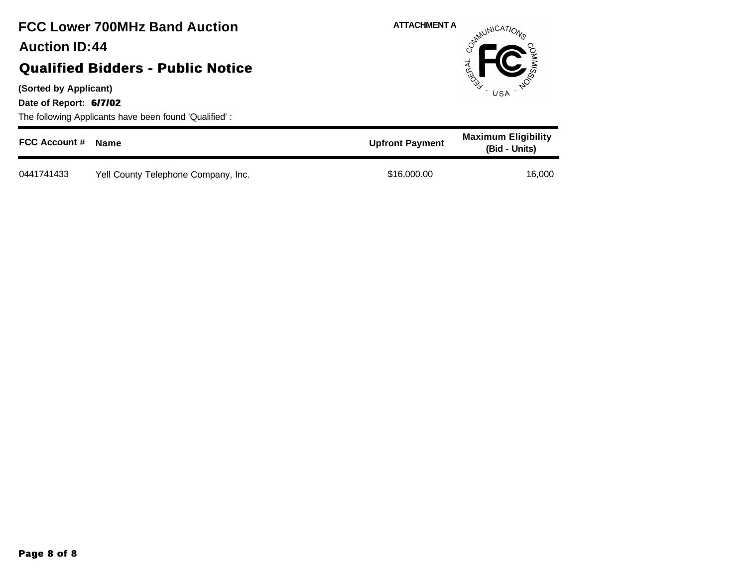# FCC Lower 700MHz Band Auction

## Auction ID:44

## Qualified Bidders - Public Notice

ATTACHMENT A

**(Sorted by Applicant)**

**Date of Report: 6/7/02**

The following Applicants have been found 'Qualified' :

| FCC Account # | Name | Upfront Payment | Maximum Eligibility (Bid - Units) |
|---|---|---|---|
| 0441741433 | Yell County Telephone Company, Inc. | $16,000.00 | 16,000 |